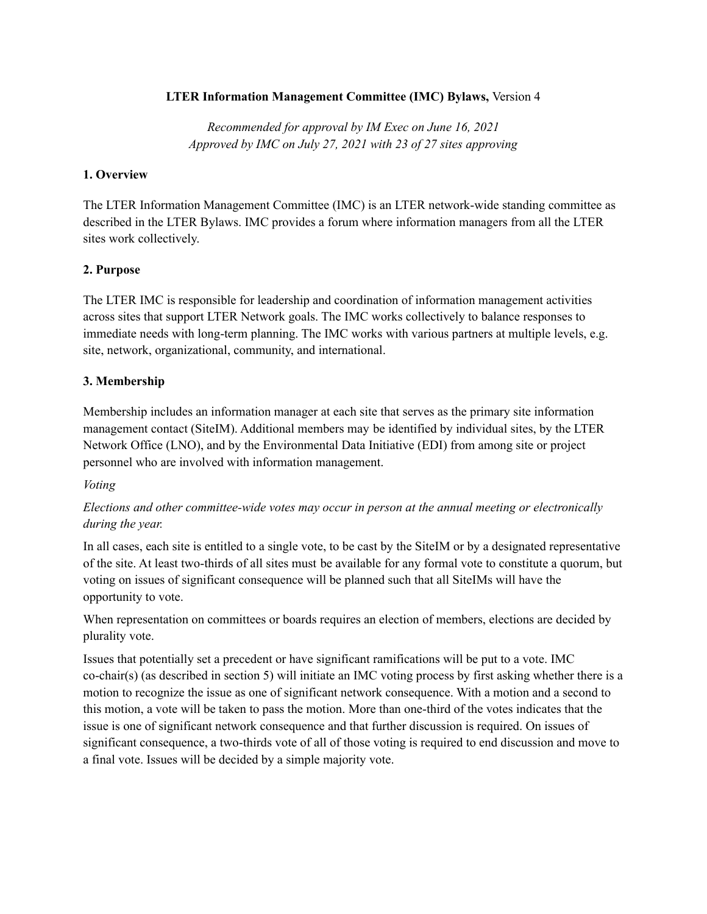**LTER Information Management Committee (IMC) Bylaws,** Version 4

*Recommended for approval by IM Exec on June 16, 2021*
*Approved by IMC on July 27, 2021 with 23 of 27 sites approving*

## 1. Overview

The LTER Information Management Committee (IMC) is an LTER network-wide standing committee as described in the LTER Bylaws. IMC provides a forum where information managers from all the LTER sites work collectively.

## 2. Purpose

The LTER IMC is responsible for leadership and coordination of information management activities across sites that support LTER Network goals. The IMC works collectively to balance responses to immediate needs with long-term planning. The IMC works with various partners at multiple levels, e.g. site, network, organizational, community, and international.

## 3. Membership

Membership includes an information manager at each site that serves as the primary site information management contact (SiteIM). Additional members may be identified by individual sites, by the LTER Network Office (LNO), and by the Environmental Data Initiative (EDI) from among site or project personnel who are involved with information management.

*Voting*

*Elections and other committee-wide votes may occur in person at the annual meeting or electronically during the year.*

In all cases, each site is entitled to a single vote, to be cast by the SiteIM or by a designated representative of the site. At least two-thirds of all sites must be available for any formal vote to constitute a quorum, but voting on issues of significant consequence will be planned such that all SiteIMs will have the opportunity to vote.

When representation on committees or boards requires an election of members, elections are decided by plurality vote.

Issues that potentially set a precedent or have significant ramifications will be put to a vote. IMC co-chair(s) (as described in section 5) will initiate an IMC voting process by first asking whether there is a motion to recognize the issue as one of significant network consequence. With a motion and a second to this motion, a vote will be taken to pass the motion. More than one-third of the votes indicates that the issue is one of significant network consequence and that further discussion is required. On issues of significant consequence, a two-thirds vote of all of those voting is required to end discussion and move to a final vote. Issues will be decided by a simple majority vote.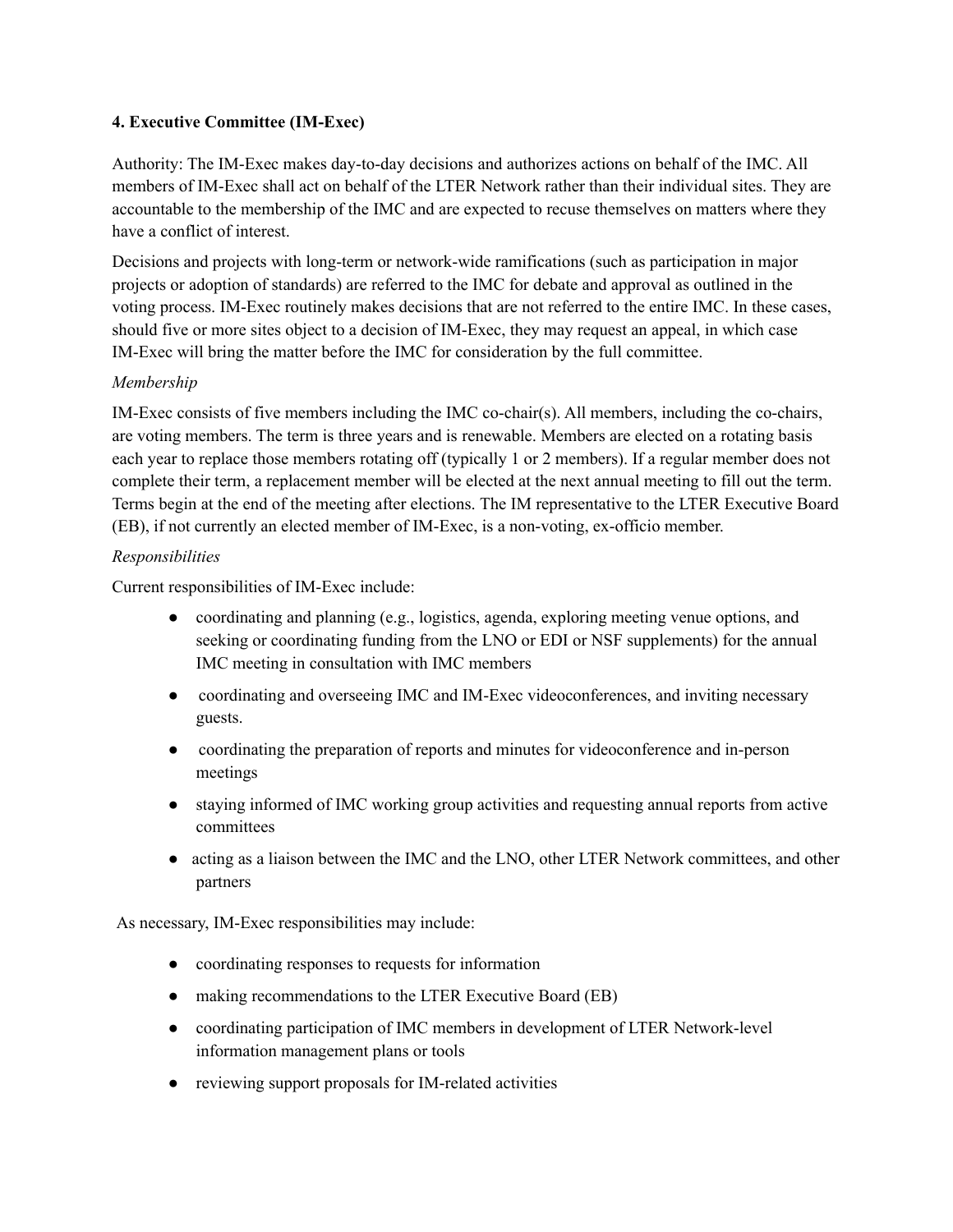**4. Executive Committee (IM-Exec)**

Authority: The IM-Exec makes day-to-day decisions and authorizes actions on behalf of the IMC. All members of IM-Exec shall act on behalf of the LTER Network rather than their individual sites. They are accountable to the membership of the IMC and are expected to recuse themselves on matters where they have a conflict of interest.

Decisions and projects with long-term or network-wide ramifications (such as participation in major projects or adoption of standards) are referred to the IMC for debate and approval as outlined in the voting process. IM-Exec routinely makes decisions that are not referred to the entire IMC. In these cases, should five or more sites object to a decision of IM-Exec, they may request an appeal, in which case IM-Exec will bring the matter before the IMC for consideration by the full committee.

*Membership*

IM-Exec consists of five members including the IMC co-chair(s). All members, including the co-chairs, are voting members. The term is three years and is renewable. Members are elected on a rotating basis each year to replace those members rotating off (typically 1 or 2 members). If a regular member does not complete their term, a replacement member will be elected at the next annual meeting to fill out the term. Terms begin at the end of the meeting after elections. The IM representative to the LTER Executive Board (EB), if not currently an elected member of IM-Exec, is a non-voting, ex-officio member.

*Responsibilities*

Current responsibilities of IM-Exec include:

- coordinating and planning (e.g., logistics, agenda, exploring meeting venue options, and seeking or coordinating funding from the LNO or EDI or NSF supplements) for the annual IMC meeting in consultation with IMC members
- coordinating and overseeing IMC and IM-Exec videoconferences, and inviting necessary guests.
- coordinating the preparation of reports and minutes for videoconference and in-person meetings
- staying informed of IMC working group activities and requesting annual reports from active committees
- acting as a liaison between the IMC and the LNO, other LTER Network committees, and other partners

As necessary, IM-Exec responsibilities may include:

- coordinating responses to requests for information
- making recommendations to the LTER Executive Board (EB)
- coordinating participation of IMC members in development of LTER Network-level information management plans or tools
- reviewing support proposals for IM-related activities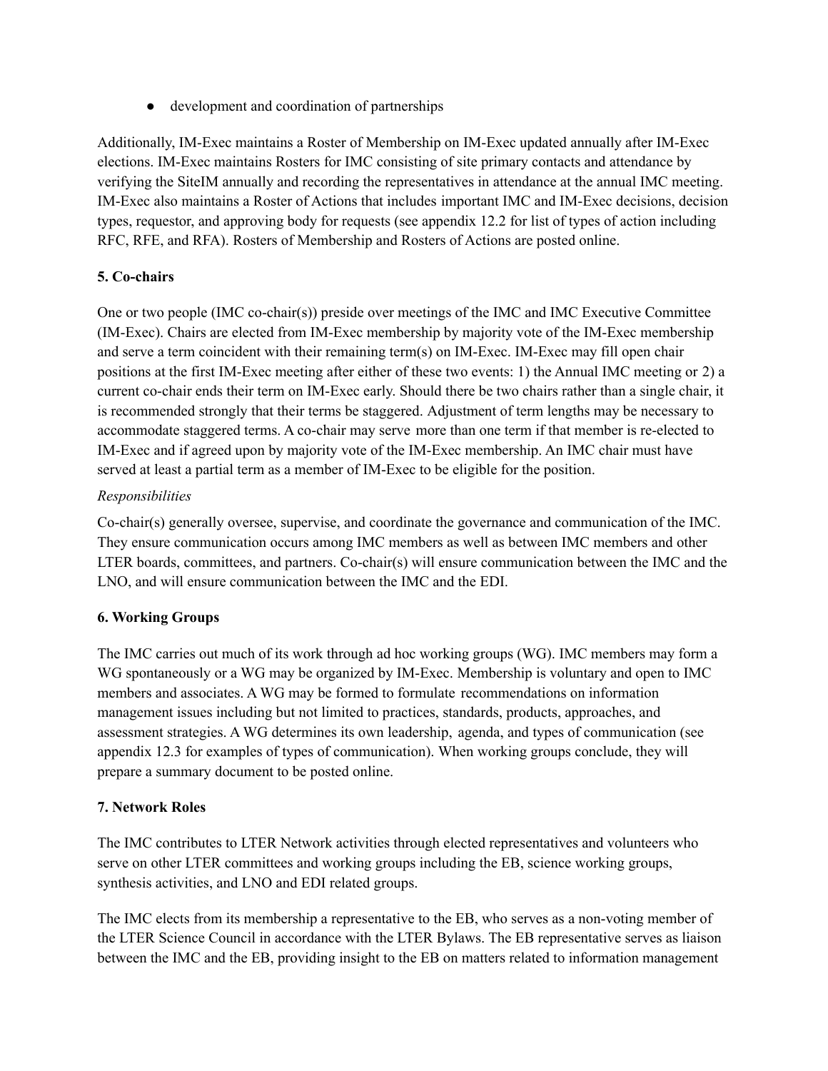- development and coordination of partnerships

Additionally, IM-Exec maintains a Roster of Membership on IM-Exec updated annually after IM-Exec elections. IM-Exec maintains Rosters for IMC consisting of site primary contacts and attendance by verifying the SiteIM annually and recording the representatives in attendance at the annual IMC meeting. IM-Exec also maintains a Roster of Actions that includes important IMC and IM-Exec decisions, decision types, requestor, and approving body for requests (see appendix 12.2 for list of types of action including RFC, RFE, and RFA). Rosters of Membership and Rosters of Actions are posted online.

### 5. Co-chairs

One or two people (IMC co-chair(s)) preside over meetings of the IMC and IMC Executive Committee (IM-Exec). Chairs are elected from IM-Exec membership by majority vote of the IM-Exec membership and serve a term coincident with their remaining term(s) on IM-Exec. IM-Exec may fill open chair positions at the first IM-Exec meeting after either of these two events: 1) the Annual IMC meeting or 2) a current co-chair ends their term on IM-Exec early. Should there be two chairs rather than a single chair, it is recommended strongly that their terms be staggered. Adjustment of term lengths may be necessary to accommodate staggered terms. A co-chair may serve more than one term if that member is re-elected to IM-Exec and if agreed upon by majority vote of the IM-Exec membership. An IMC chair must have served at least a partial term as a member of IM-Exec to be eligible for the position.

*Responsibilities*

Co-chair(s) generally oversee, supervise, and coordinate the governance and communication of the IMC. They ensure communication occurs among IMC members as well as between IMC members and other LTER boards, committees, and partners. Co-chair(s) will ensure communication between the IMC and the LNO, and will ensure communication between the IMC and the EDI.

### 6. Working Groups

The IMC carries out much of its work through ad hoc working groups (WG). IMC members may form a WG spontaneously or a WG may be organized by IM-Exec. Membership is voluntary and open to IMC members and associates. A WG may be formed to formulate recommendations on information management issues including but not limited to practices, standards, products, approaches, and assessment strategies. A WG determines its own leadership, agenda, and types of communication (see appendix 12.3 for examples of types of communication). When working groups conclude, they will prepare a summary document to be posted online.

### 7. Network Roles

The IMC contributes to LTER Network activities through elected representatives and volunteers who serve on other LTER committees and working groups including the EB, science working groups, synthesis activities, and LNO and EDI related groups.

The IMC elects from its membership a representative to the EB, who serves as a non-voting member of the LTER Science Council in accordance with the LTER Bylaws. The EB representative serves as liaison between the IMC and the EB, providing insight to the EB on matters related to information management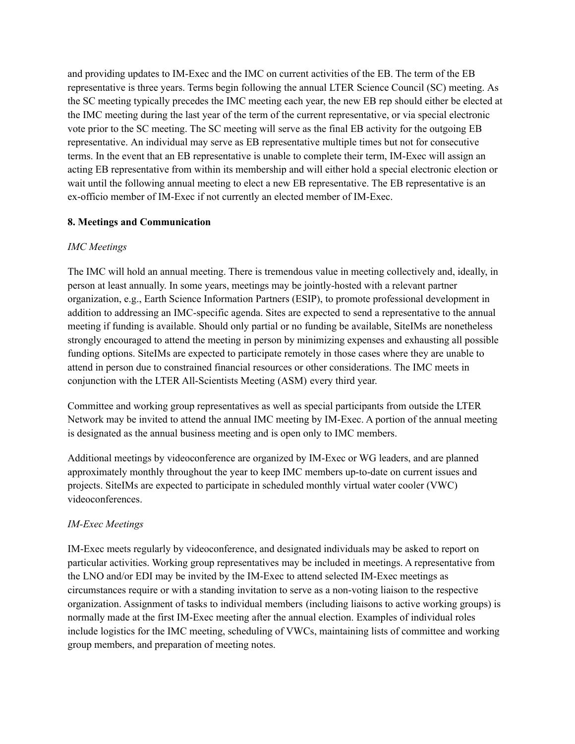and providing updates to IM-Exec and the IMC on current activities of the EB. The term of the EB representative is three years. Terms begin following the annual LTER Science Council (SC) meeting. As the SC meeting typically precedes the IMC meeting each year, the new EB rep should either be elected at the IMC meeting during the last year of the term of the current representative, or via special electronic vote prior to the SC meeting. The SC meeting will serve as the final EB activity for the outgoing EB representative. An individual may serve as EB representative multiple times but not for consecutive terms. In the event that an EB representative is unable to complete their term, IM-Exec will assign an acting EB representative from within its membership and will either hold a special electronic election or wait until the following annual meeting to elect a new EB representative. The EB representative is an ex-officio member of IM-Exec if not currently an elected member of IM-Exec.

## 8. Meetings and Communication

*IMC Meetings*

The IMC will hold an annual meeting. There is tremendous value in meeting collectively and, ideally, in person at least annually. In some years, meetings may be jointly-hosted with a relevant partner organization, e.g., Earth Science Information Partners (ESIP), to promote professional development in addition to addressing an IMC-specific agenda. Sites are expected to send a representative to the annual meeting if funding is available. Should only partial or no funding be available, SiteIMs are nonetheless strongly encouraged to attend the meeting in person by minimizing expenses and exhausting all possible funding options. SiteIMs are expected to participate remotely in those cases where they are unable to attend in person due to constrained financial resources or other considerations. The IMC meets in conjunction with the LTER All-Scientists Meeting (ASM) every third year.

Committee and working group representatives as well as special participants from outside the LTER Network may be invited to attend the annual IMC meeting by IM-Exec. A portion of the annual meeting is designated as the annual business meeting and is open only to IMC members.

Additional meetings by videoconference are organized by IM-Exec or WG leaders, and are planned approximately monthly throughout the year to keep IMC members up-to-date on current issues and projects. SiteIMs are expected to participate in scheduled monthly virtual water cooler (VWC) videoconferences.

*IM-Exec Meetings*

IM-Exec meets regularly by videoconference, and designated individuals may be asked to report on particular activities. Working group representatives may be included in meetings. A representative from the LNO and/or EDI may be invited by the IM-Exec to attend selected IM-Exec meetings as circumstances require or with a standing invitation to serve as a non-voting liaison to the respective organization. Assignment of tasks to individual members (including liaisons to active working groups) is normally made at the first IM-Exec meeting after the annual election. Examples of individual roles include logistics for the IMC meeting, scheduling of VWCs, maintaining lists of committee and working group members, and preparation of meeting notes.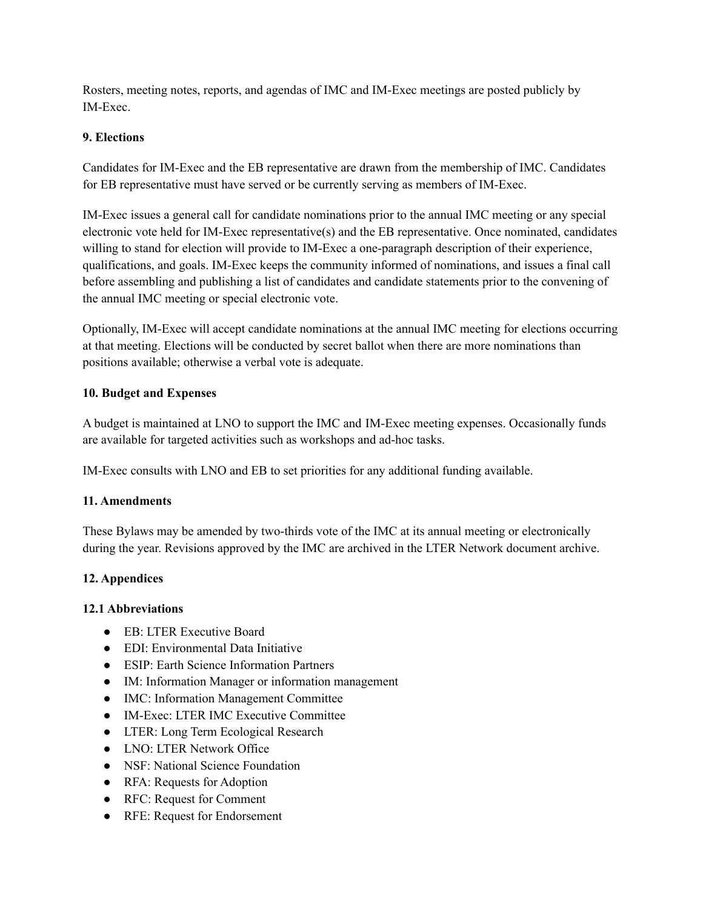Rosters, meeting notes, reports, and agendas of IMC and IM-Exec meetings are posted publicly by IM-Exec.

## 9. Elections

Candidates for IM-Exec and the EB representative are drawn from the membership of IMC. Candidates for EB representative must have served or be currently serving as members of IM-Exec.

IM-Exec issues a general call for candidate nominations prior to the annual IMC meeting or any special electronic vote held for IM-Exec representative(s) and the EB representative. Once nominated, candidates willing to stand for election will provide to IM-Exec a one-paragraph description of their experience, qualifications, and goals. IM-Exec keeps the community informed of nominations, and issues a final call before assembling and publishing a list of candidates and candidate statements prior to the convening of the annual IMC meeting or special electronic vote.

Optionally, IM-Exec will accept candidate nominations at the annual IMC meeting for elections occurring at that meeting. Elections will be conducted by secret ballot when there are more nominations than positions available; otherwise a verbal vote is adequate.

## 10. Budget and Expenses

A budget is maintained at LNO to support the IMC and IM-Exec meeting expenses. Occasionally funds are available for targeted activities such as workshops and ad-hoc tasks.

IM-Exec consults with LNO and EB to set priorities for any additional funding available.

## 11. Amendments

These Bylaws may be amended by two-thirds vote of the IMC at its annual meeting or electronically during the year. Revisions approved by the IMC are archived in the LTER Network document archive.

## 12. Appendices

### 12.1 Abbreviations

- EB: LTER Executive Board
- EDI: Environmental Data Initiative
- ESIP: Earth Science Information Partners
- IM: Information Manager or information management
- IMC: Information Management Committee
- IM-Exec: LTER IMC Executive Committee
- LTER: Long Term Ecological Research
- LNO: LTER Network Office
- NSF: National Science Foundation
- RFA: Requests for Adoption
- RFC: Request for Comment
- RFE: Request for Endorsement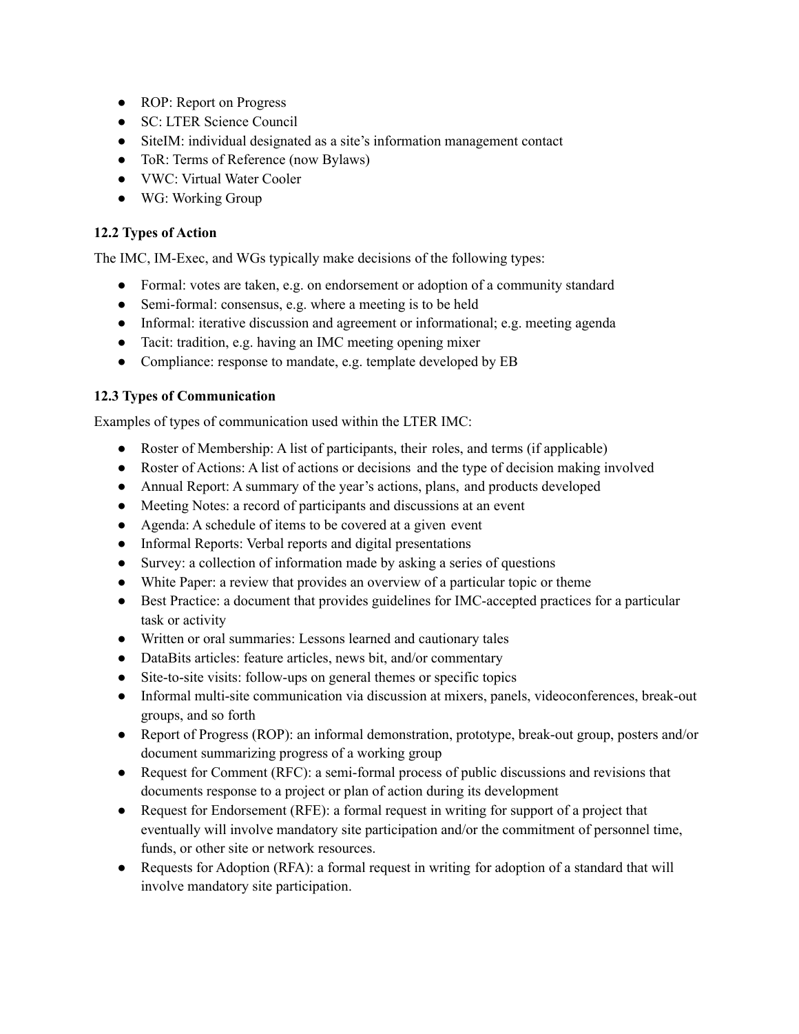- ROP: Report on Progress
- SC: LTER Science Council
- SiteIM: individual designated as a site's information management contact
- ToR: Terms of Reference (now Bylaws)
- VWC: Virtual Water Cooler
- WG: Working Group

### 12.2 Types of Action

The IMC, IM-Exec, and WGs typically make decisions of the following types:

- Formal: votes are taken, e.g. on endorsement or adoption of a community standard
- Semi-formal: consensus, e.g. where a meeting is to be held
- Informal: iterative discussion and agreement or informational; e.g. meeting agenda
- Tacit: tradition, e.g. having an IMC meeting opening mixer
- Compliance: response to mandate, e.g. template developed by EB

### 12.3 Types of Communication

Examples of types of communication used within the LTER IMC:

- Roster of Membership: A list of participants, their roles, and terms (if applicable)
- Roster of Actions: A list of actions or decisions and the type of decision making involved
- Annual Report: A summary of the year's actions, plans, and products developed
- Meeting Notes: a record of participants and discussions at an event
- Agenda: A schedule of items to be covered at a given event
- Informal Reports: Verbal reports and digital presentations
- Survey: a collection of information made by asking a series of questions
- White Paper: a review that provides an overview of a particular topic or theme
- Best Practice: a document that provides guidelines for IMC-accepted practices for a particular task or activity
- Written or oral summaries: Lessons learned and cautionary tales
- DataBits articles: feature articles, news bit, and/or commentary
- Site-to-site visits: follow-ups on general themes or specific topics
- Informal multi-site communication via discussion at mixers, panels, videoconferences, break-out groups, and so forth
- Report of Progress (ROP): an informal demonstration, prototype, break-out group, posters and/or document summarizing progress of a working group
- Request for Comment (RFC): a semi-formal process of public discussions and revisions that documents response to a project or plan of action during its development
- Request for Endorsement (RFE): a formal request in writing for support of a project that eventually will involve mandatory site participation and/or the commitment of personnel time, funds, or other site or network resources.
- Requests for Adoption (RFA): a formal request in writing for adoption of a standard that will involve mandatory site participation.